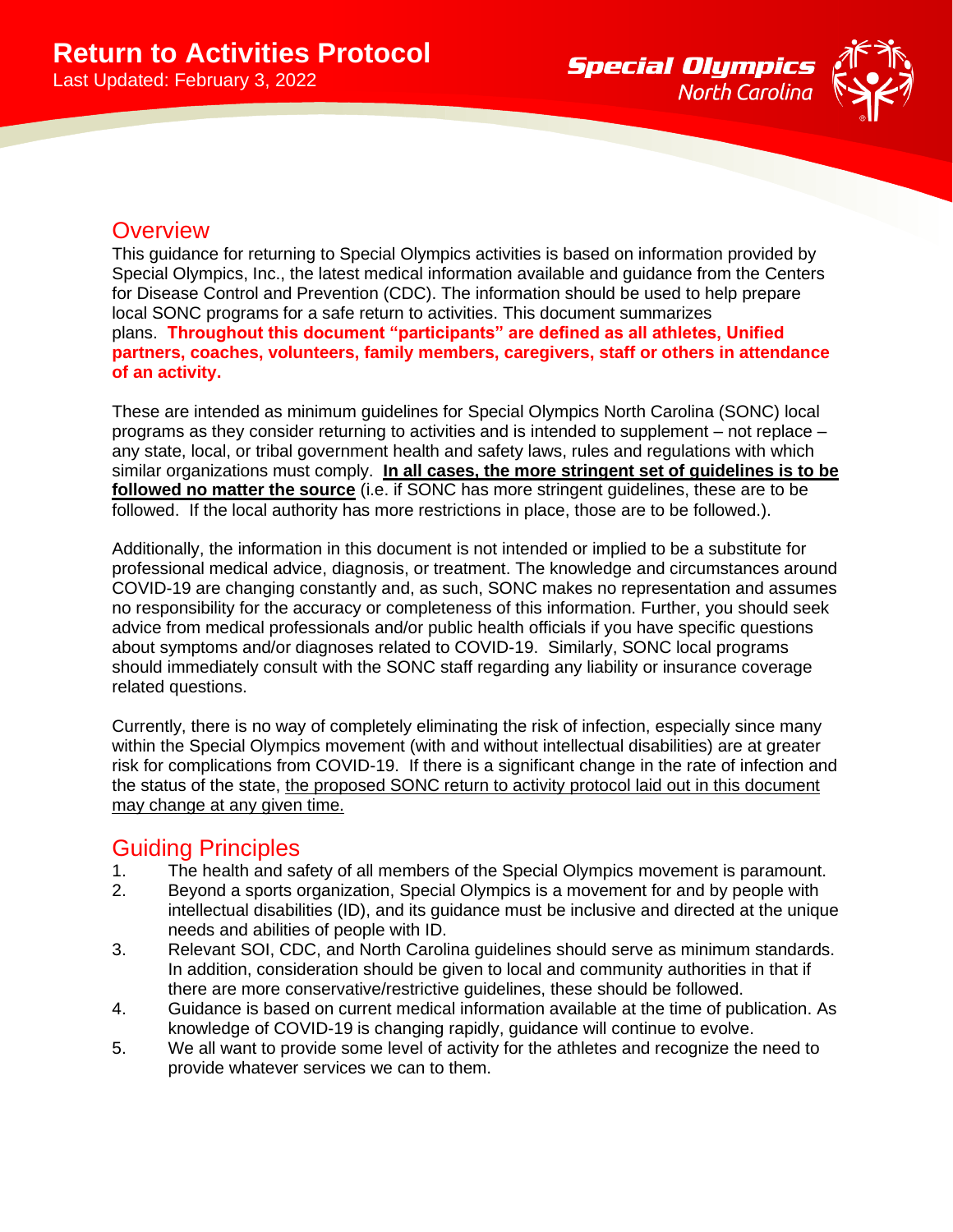# Return to Activities Protocol

Last Updated: February 3, 2022

Special Olympics North Carolina

## Overview

This guidance for returning to Special Olympics activities is based on information provided by Special Olympics, Inc., the latest medical information available and guidance from the Centers for Disease Control and Prevention (CDC). The information should be used to help prepare local SONC programs for a safe return to activities. This document summarizes plans. **Throughout this document "participants" are defined as all athletes, Unified partners, coaches, volunteers, family members, caregivers, staff or others in attendance of an activity.**

These are intended as minimum guidelines for Special Olympics North Carolina (SONC) local programs as they consider returning to activities and is intended to supplement – not replace – any state, local, or tribal government health and safety laws, rules and regulations with which similar organizations must comply. **In all cases, the more stringent set of guidelines is to be followed no matter the source** (i.e. if SONC has more stringent guidelines, these are to be followed. If the local authority has more restrictions in place, those are to be followed.).

Additionally, the information in this document is not intended or implied to be a substitute for professional medical advice, diagnosis, or treatment. The knowledge and circumstances around COVID-19 are changing constantly and, as such, SONC makes no representation and assumes no responsibility for the accuracy or completeness of this information. Further, you should seek advice from medical professionals and/or public health officials if you have specific questions about symptoms and/or diagnoses related to COVID-19. Similarly, SONC local programs should immediately consult with the SONC staff regarding any liability or insurance coverage related questions.

Currently, there is no way of completely eliminating the risk of infection, especially since many within the Special Olympics movement (with and without intellectual disabilities) are at greater risk for complications from COVID-19. If there is a significant change in the rate of infection and the status of the state, the proposed SONC return to activity protocol laid out in this document may change at any given time.

## Guiding Principles

1. The health and safety of all members of the Special Olympics movement is paramount.
2. Beyond a sports organization, Special Olympics is a movement for and by people with intellectual disabilities (ID), and its guidance must be inclusive and directed at the unique needs and abilities of people with ID.
3. Relevant SOI, CDC, and North Carolina guidelines should serve as minimum standards. In addition, consideration should be given to local and community authorities in that if there are more conservative/restrictive guidelines, these should be followed.
4. Guidance is based on current medical information available at the time of publication. As knowledge of COVID-19 is changing rapidly, guidance will continue to evolve.
5. We all want to provide some level of activity for the athletes and recognize the need to provide whatever services we can to them.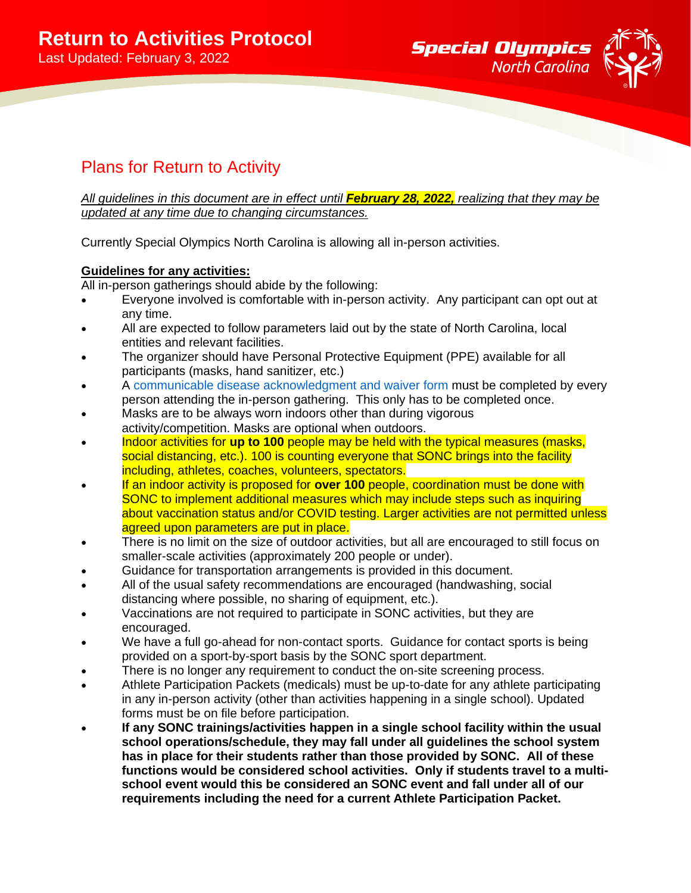# Return to Activities Protocol

Last Updated: February 3, 2022

## Plans for Return to Activity

*All guidelines in this document are in effect until* ***February 28, 2022,*** *realizing that they may be updated at any time due to changing circumstances.*

Currently Special Olympics North Carolina is allowing all in-person activities.

**Guidelines for any activities:**

All in-person gatherings should abide by the following:

- Everyone involved is comfortable with in-person activity. Any participant can opt out at any time.
- All are expected to follow parameters laid out by the state of North Carolina, local entities and relevant facilities.
- The organizer should have Personal Protective Equipment (PPE) available for all participants (masks, hand sanitizer, etc.)
- A communicable disease acknowledgment and waiver form must be completed by every person attending the in-person gathering. This only has to be completed once.
- Masks are to be always worn indoors other than during vigorous activity/competition. Masks are optional when outdoors.
- Indoor activities for **up to 100** people may be held with the typical measures (masks, social distancing, etc.). 100 is counting everyone that SONC brings into the facility including, athletes, coaches, volunteers, spectators.
- If an indoor activity is proposed for **over 100** people, coordination must be done with SONC to implement additional measures which may include steps such as inquiring about vaccination status and/or COVID testing. Larger activities are not permitted unless agreed upon parameters are put in place.
- There is no limit on the size of outdoor activities, but all are encouraged to still focus on smaller-scale activities (approximately 200 people or under).
- Guidance for transportation arrangements is provided in this document.
- All of the usual safety recommendations are encouraged (handwashing, social distancing where possible, no sharing of equipment, etc.).
- Vaccinations are not required to participate in SONC activities, but they are encouraged.
- We have a full go-ahead for non-contact sports. Guidance for contact sports is being provided on a sport-by-sport basis by the SONC sport department.
- There is no longer any requirement to conduct the on-site screening process.
- Athlete Participation Packets (medicals) must be up-to-date for any athlete participating in any in-person activity (other than activities happening in a single school). Updated forms must be on file before participation.
- **If any SONC trainings/activities happen in a single school facility within the usual school operations/schedule, they may fall under all guidelines the school system has in place for their students rather than those provided by SONC. All of these functions would be considered school activities. Only if students travel to a multi-school event would this be considered an SONC event and fall under all of our requirements including the need for a current Athlete Participation Packet.**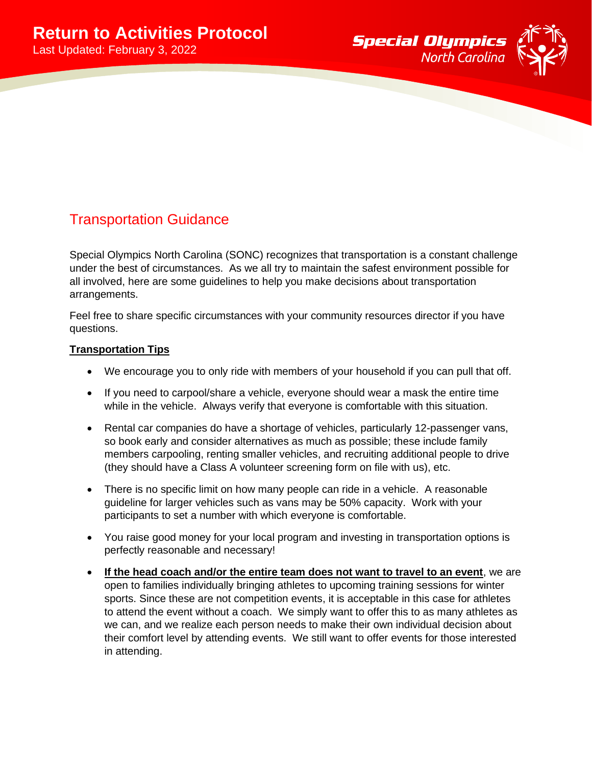## Transportation Guidance

Special Olympics North Carolina (SONC) recognizes that transportation is a constant challenge under the best of circumstances. As we all try to maintain the safest environment possible for all involved, here are some guidelines to help you make decisions about transportation arrangements.

Feel free to share specific circumstances with your community resources director if you have questions.

**Transportation Tips**

- We encourage you to only ride with members of your household if you can pull that off.
- If you need to carpool/share a vehicle, everyone should wear a mask the entire time while in the vehicle. Always verify that everyone is comfortable with this situation.
- Rental car companies do have a shortage of vehicles, particularly 12-passenger vans, so book early and consider alternatives as much as possible; these include family members carpooling, renting smaller vehicles, and recruiting additional people to drive (they should have a Class A volunteer screening form on file with us), etc.
- There is no specific limit on how many people can ride in a vehicle. A reasonable guideline for larger vehicles such as vans may be 50% capacity. Work with your participants to set a number with which everyone is comfortable.
- You raise good money for your local program and investing in transportation options is perfectly reasonable and necessary!
- **If the head coach and/or the entire team does not want to travel to an event**, we are open to families individually bringing athletes to upcoming training sessions for winter sports. Since these are not competition events, it is acceptable in this case for athletes to attend the event without a coach. We simply want to offer this to as many athletes as we can, and we realize each person needs to make their own individual decision about their comfort level by attending events. We still want to offer events for those interested in attending.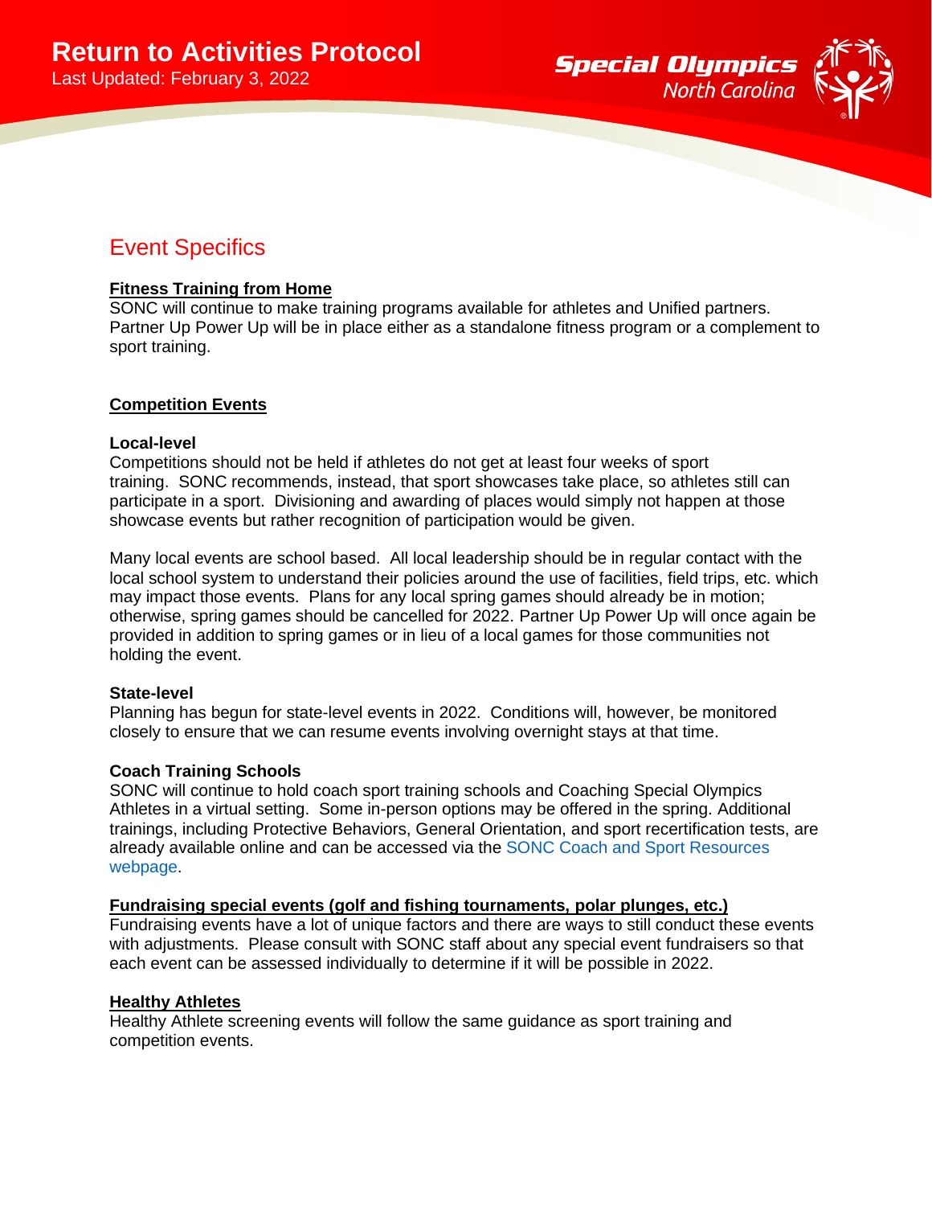## Event Specifics

### Fitness Training from Home

SONC will continue to make training programs available for athletes and Unified partners. Partner Up Power Up will be in place either as a standalone fitness program or a complement to sport training.

### Competition Events

**Local-level**

Competitions should not be held if athletes do not get at least four weeks of sport training. SONC recommends, instead, that sport showcases take place, so athletes still can participate in a sport. Divisioning and awarding of places would simply not happen at those showcase events but rather recognition of participation would be given.

Many local events are school based. All local leadership should be in regular contact with the local school system to understand their policies around the use of facilities, field trips, etc. which may impact those events. Plans for any local spring games should already be in motion; otherwise, spring games should be cancelled for 2022. Partner Up Power Up will once again be provided in addition to spring games or in lieu of a local games for those communities not holding the event.

**State-level**

Planning has begun for state-level events in 2022. Conditions will, however, be monitored closely to ensure that we can resume events involving overnight stays at that time.

**Coach Training Schools**

SONC will continue to hold coach sport training schools and Coaching Special Olympics Athletes in a virtual setting. Some in-person options may be offered in the spring. Additional trainings, including Protective Behaviors, General Orientation, and sport recertification tests, are already available online and can be accessed via the SONC Coach and Sport Resources webpage.

### Fundraising special events (golf and fishing tournaments, polar plunges, etc.)

Fundraising events have a lot of unique factors and there are ways to still conduct these events with adjustments. Please consult with SONC staff about any special event fundraisers so that each event can be assessed individually to determine if it will be possible in 2022.

### Healthy Athletes

Healthy Athlete screening events will follow the same guidance as sport training and competition events.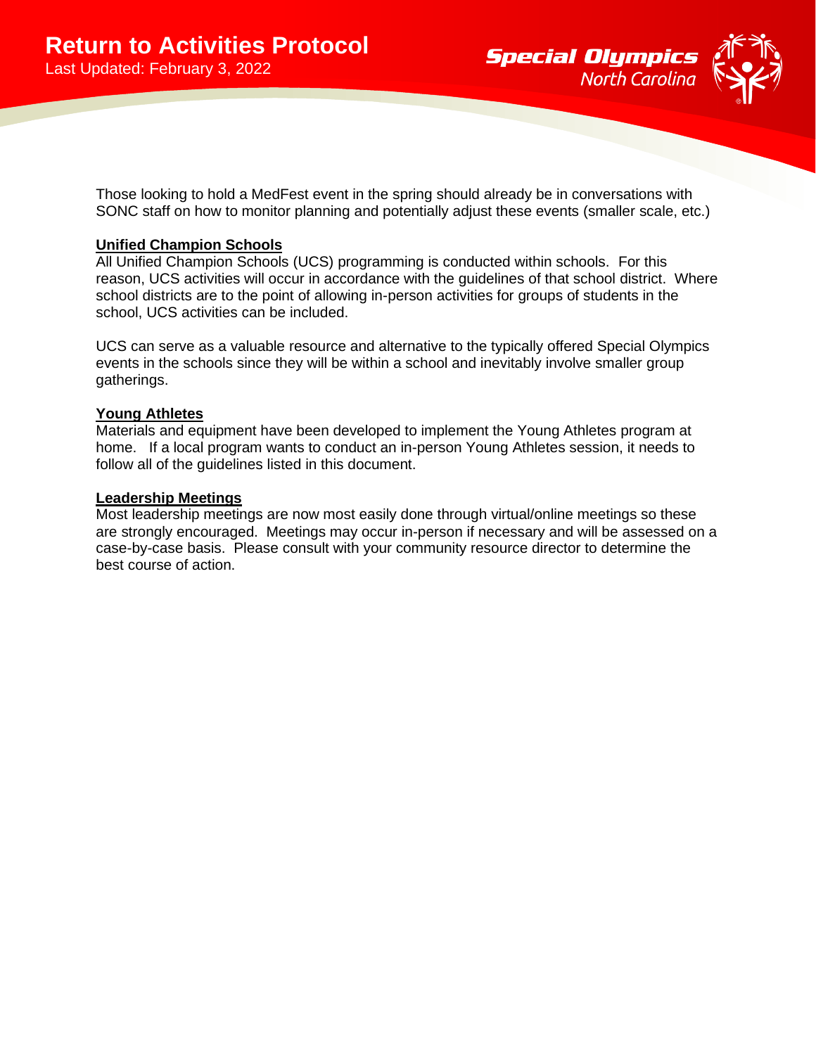Those looking to hold a MedFest event in the spring should already be in conversations with SONC staff on how to monitor planning and potentially adjust these events (smaller scale, etc.)

**Unified Champion Schools**

All Unified Champion Schools (UCS) programming is conducted within schools. For this reason, UCS activities will occur in accordance with the guidelines of that school district. Where school districts are to the point of allowing in-person activities for groups of students in the school, UCS activities can be included.

UCS can serve as a valuable resource and alternative to the typically offered Special Olympics events in the schools since they will be within a school and inevitably involve smaller group gatherings.

**Young Athletes**

Materials and equipment have been developed to implement the Young Athletes program at home. If a local program wants to conduct an in-person Young Athletes session, it needs to follow all of the guidelines listed in this document.

**Leadership Meetings**

Most leadership meetings are now most easily done through virtual/online meetings so these are strongly encouraged. Meetings may occur in-person if necessary and will be assessed on a case-by-case basis. Please consult with your community resource director to determine the best course of action.